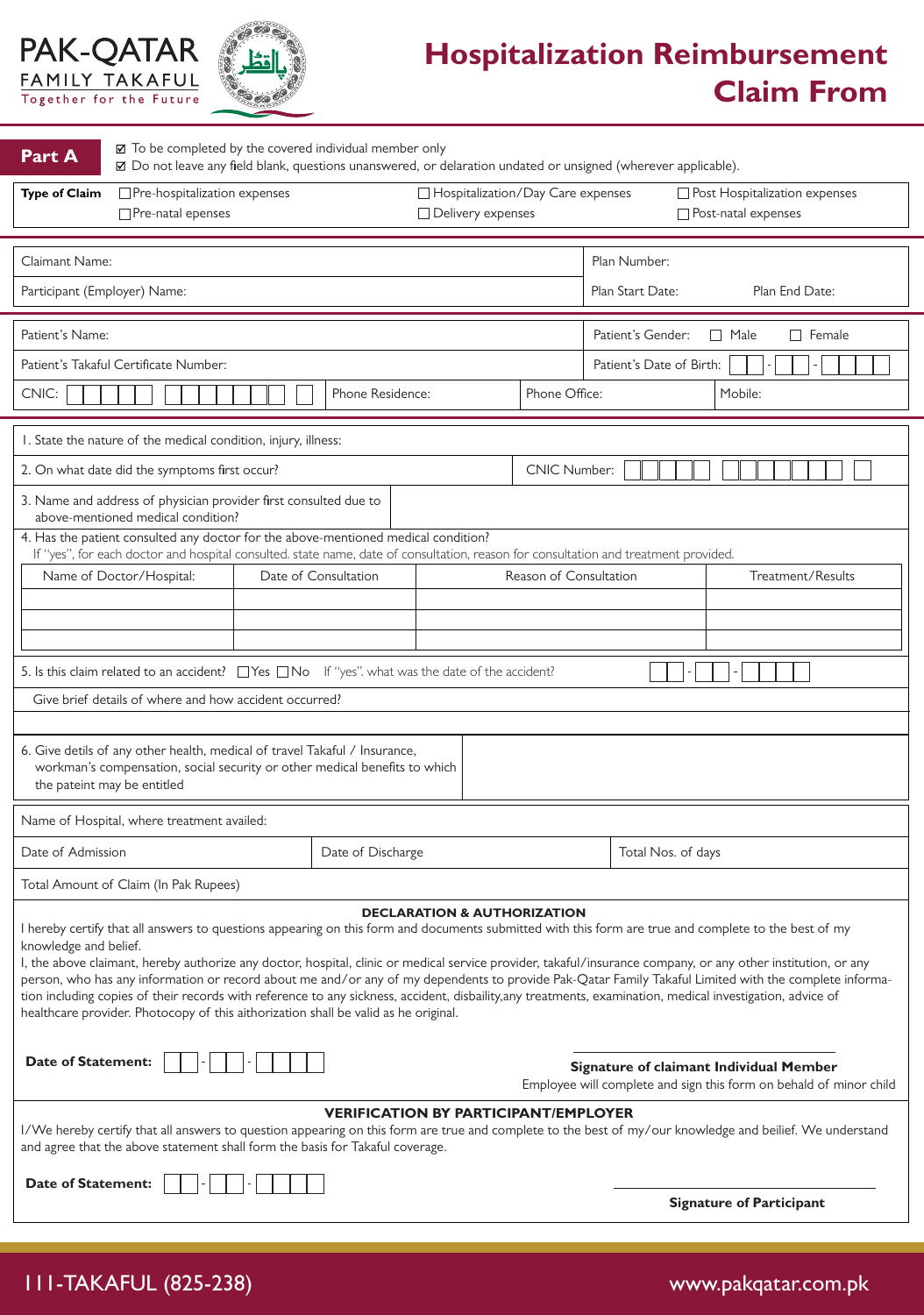PAK-QATAR FAMILY TAKAFUL
Together for the Future

# Hospitalization Reimbursement Claim From

## Part A

☑ To be completed by the covered individual member only
☑ Do not leave any field blank, questions unanswered, or delaration undated or unsigned (wherever applicable).

**Type of Claim** ☐ Pre-hospitalization expenses ☐ Hospitalization/Day Care expenses ☐ Post Hospitalization expenses ☐ Pre-natal epenses ☐ Delivery expenses ☐ Post-natal expenses

| Claimant Name: | Plan Number: | |
|---|---|---|
| Participant (Employer) Name: | Plan Start Date: | Plan End Date: |

| Patient's Name: | | Patient's Gender: ☐ Male ☐ Female | |
|---|---|---|---|
| Patient's Takaful Certificate Number: | | Patient's Date of Birth: ☐☐-☐☐-☐☐☐☐ | |
| CNIC: ☐☐☐☐☐ ☐☐☐☐☐☐☐ ☐ | Phone Residence: | Phone Office: | Mobile: |

| | |
|---|---|
| 1. State the nature of the medical condition, injury, illness: | |
| 2. On what date did the symptoms first occur? | CNIC Number: ☐☐☐☐☐ ☐☐☐☐☐☐☐ ☐ |
| 3. Name and address of physician provider first consulted due to above-mentioned medical condition? | |

4. Has the patient consulted any doctor for the above-mentioned medical condition?
If "yes", for each doctor and hospital consulted. state name, date of consultation, reason for consultation and treatment provided.

| Name of Doctor/Hospital: | Date of Consultation | Reason of Consultation | Treatment/Results |
|---|---|---|---|
| | | | |
| | | | |
| | | | |

5. Is this claim related to an accident? ☐ Yes ☐ No If "yes". what was the date of the accident? ☐☐-☐☐-☐☐☐☐

Give brief details of where and how accident occurred?

6. Give detils of any other health, medical of travel Takaful / Insurance, workman's compensation, social security or other medical benefits to which the pateint may be entitled

| Name of Hospital, where treatment availed: | | |
|---|---|---|
| Date of Admission | Date of Discharge | Total Nos. of days |
| Total Amount of Claim (In Pak Rupees) | | |

### DECLARATION & AUTHORIZATION

I hereby certify that all answers to questions appearing on this form and documents submitted with this form are true and complete to the best of my knowledge and belief.

I, the above claimant, hereby authorize any doctor, hospital, clinic or medical service provider, takaful/insurance company, or any other institution, or any person, who has any information or record about me and/or any of my dependents to provide Pak-Qatar Family Takaful Limited with the complete information including copies of their records with reference to any sickness, accident, disbaility,any treatments, examination, medical investigation, advice of healthcare provider. Photocopy of this aithorization shall be valid as he original.

**Date of Statement:** ☐☐-☐☐-☐☐☐☐

**Signature of claimant Individual Member**
Employee will complete and sign this form on behald of minor child

### VERIFICATION BY PARTICIPANT/EMPLOYER

I/We hereby certify that all answers to question appearing on this form are true and complete to the best of my/our knowledge and beilief. We understand and agree that the above statement shall form the basis for Takaful coverage.

**Date of Statement:** ☐☐-☐☐-☐☐☐☐

**Signature of Participant**

111-TAKAFUL (825-238) www.pakqatar.com.pk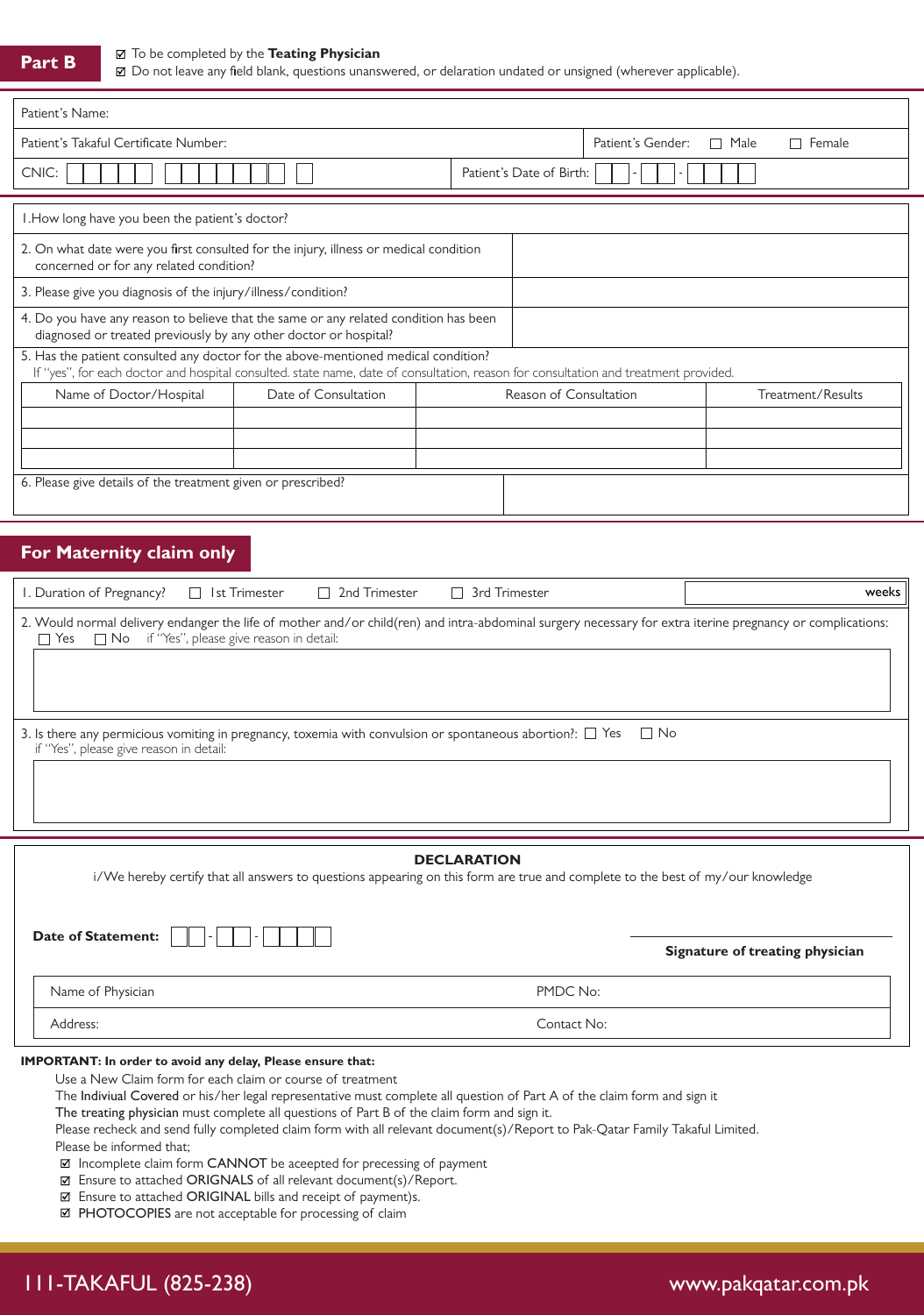**Part B**

☑ To be completed by the **Teating Physician**
☑ Do not leave any field blank, questions unanswered, or delaration undated or unsigned (wherever applicable).

| | | |
|---|---|---|
| Patient's Name: | | |
| Patient's Takaful Certificate Number: | | Patient's Gender: ☐ Male ☐ Female |
| CNIC: | Patient's Date of Birth: - - | |

| | |
|---|---|
| 1.How long have you been the patient's doctor? | |
| 2. On what date were you first consulted for the injury, illness or medical condition concerned or for any related condition? | |
| 3. Please give you diagnosis of the injury/illness/condition? | |
| 4. Do you have any reason to believe that the same or any related condition has been diagnosed or treated previously by any other doctor or hospital? | |

5. Has the patient consulted any doctor for the above-mentioned medical condition?
If "yes", for each doctor and hospital consulted. state name, date of consultation, reason for consultation and treatment provided.

| Name of Doctor/Hospital | Date of Consultation | Reason of Consultation | Treatment/Results |
|---|---|---|---|
| | | | |
| | | | |
| | | | |

| | |
|---|---|
| 6. Please give details of the treatment given or prescribed? | |

## For Maternity claim only

1. Duration of Pregnancy? ☐ 1st Trimester ☐ 2nd Trimester ☐ 3rd Trimester ______ weeks

2. Would normal delivery endanger the life of mother and/or child(ren) and intra-abdominal surgery necessary for extra iterine pregnancy or complications: ☐ Yes ☐ No if "Yes", please give reason in detail:

3. Is there any permicious vomiting in pregnancy, toxemia with convulsion or spontaneous abortion?: ☐ Yes ☐ No
if "Yes", please give reason in detail:

**DECLARATION**

i/We hereby certify that all answers to questions appearing on this form are true and complete to the best of my/our knowledge

**Date of Statement:** - -

**Signature of treating physician**

| | |
|---|---|
| Name of Physician | PMDC No: |
| Address: | Contact No: |

**IMPORTANT: In order to avoid any delay, Please ensure that:**

Use a New Claim form for each claim or course of treatment
The Indiviual Covered or his/her legal representative must complete all question of Part A of the claim form and sign it
The treating physician must complete all questions of Part B of the claim form and sign it.
Please recheck and send fully completed claim form with all relevant document(s)/Report to Pak-Qatar Family Takaful Limited.
Please be informed that;

- ☑ Incomplete claim form CANNOT be aceepted for precessing of payment
- ☑ Ensure to attached ORIGNALS of all relevant document(s)/Report.
- ☑ Ensure to attached ORIGINAL bills and receipt of payment)s.
- ☑ PHOTOCOPIES are not acceptable for processing of claim

111-TAKAFUL (825-238) www.pakqatar.com.pk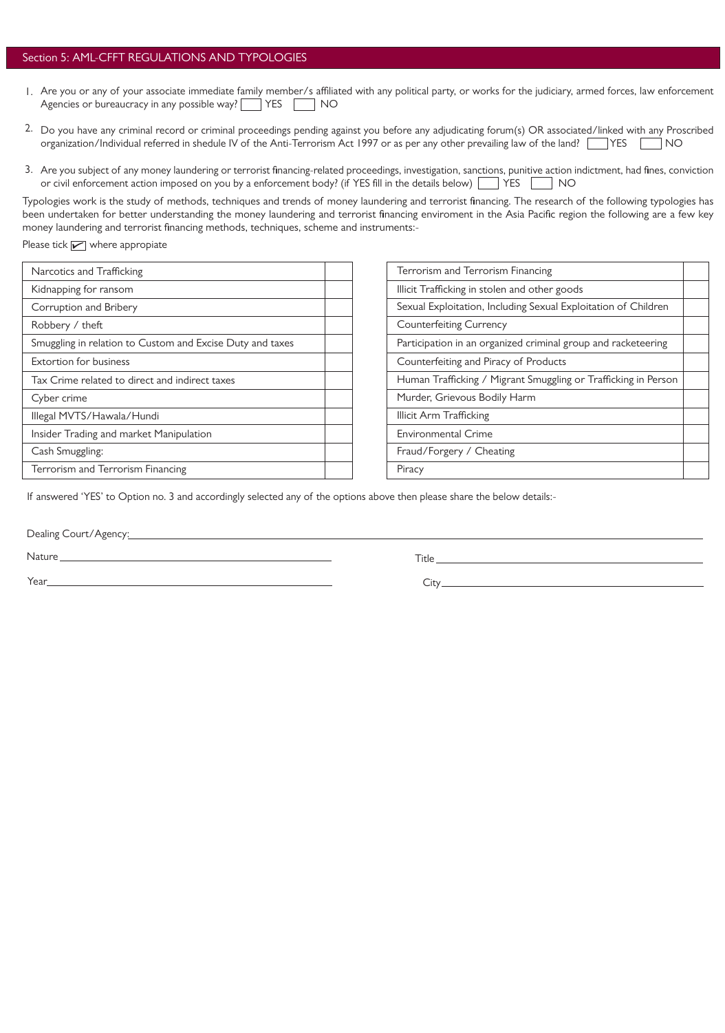## Section 5: AML-CFFT REGULATIONS AND TYPOLOGIES

1. Are you or any of your associate immediate family member/s affiliated with any political party, or works for the judiciary, armed forces, law enforcement Agencies or bureaucracy in any possible way? ☐ YES ☐ NO

2. Do you have any criminal record or criminal proceedings pending against you before any adjudicating forum(s) OR associated/linked with any Proscribed organization/Individual referred in shedule IV of the Anti-Terrorism Act 1997 or as per any other prevailing law of the land? ☐ YES ☐ NO

3. Are you subject of any money laundering or terrorist financing-related proceedings, investigation, sanctions, punitive action indictment, had fines, conviction or civil enforcement action imposed on you by a enforcement body? (if YES fill in the details below) ☐ YES ☐ NO

Typologies work is the study of methods, techniques and trends of money laundering and terrorist financing. The research of the following typologies has been undertaken for better understanding the money laundering and terrorist financing enviroment in the Asia Pacific region the following are a few key money laundering and terrorist financing methods, techniques, scheme and instruments:-

Please tick ☑ where appropiate

| | |
|---|---|
| Narcotics and Trafficking | |
| Kidnapping for ransom | |
| Corruption and Bribery | |
| Robbery / theft | |
| Smuggling in relation to Custom and Excise Duty and taxes | |
| Extortion for business | |
| Tax Crime related to direct and indirect taxes | |
| Cyber crime | |
| Illegal MVTS/Hawala/Hundi | |
| Insider Trading and market Manipulation | |
| Cash Smuggling: | |
| Terrorism and Terrorism Financing | |

| | |
|---|---|
| Terrorism and Terrorism Financing | |
| Illicit Trafficking in stolen and other goods | |
| Sexual Exploitation, Including Sexual Exploitation of Children | |
| Counterfeiting Currency | |
| Participation in an organized criminal group and racketeering | |
| Counterfeiting and Piracy of Products | |
| Human Trafficking / Migrant Smuggling or Trafficking in Person | |
| Murder, Grievous Bodily Harm | |
| Illicit Arm Trafficking | |
| Environmental Crime | |
| Fraud/Forgery / Cheating | |
| Piracy | |

If answered 'YES' to Option no. 3 and accordingly selected any of the options above then please share the below details:-

Dealing Court/Agency: ____________________

Nature ____________________ Title ____________________

Year ____________________ City ____________________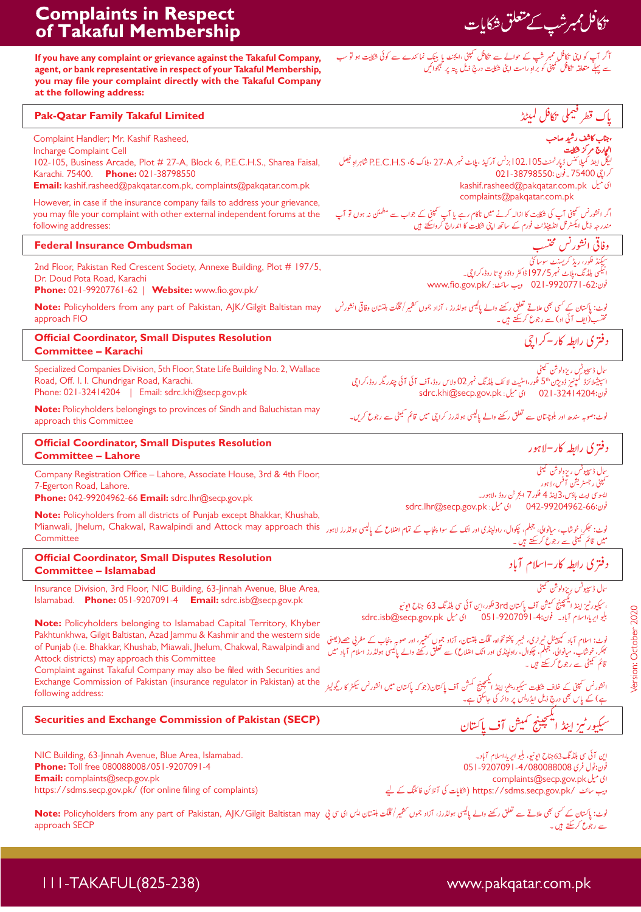# Complaints in Respect of Takaful Membership

# تکافل ممبرشپ کے متعلق شکایات

**If you have any complaint or grievance against the Takaful Company, agent, or bank representative in respect of your Takaful Membership, you may file your complaint directly with the Takaful Company at the following address:**

اگر آپ کو اپنی تکافل ممبر شپ کے حوالے سے تکافل کمپنی ،ایجنٹ یا بینک نمائندے سے کوئی شکایت ہو تو سب سے پہلے متعلقہ تکافل کمپنی کو براہ راست اپنی شکایت درج ذیل پتہ پر بھجوائیں

## Pak-Qatar Family Takaful Limited

## پاک قطر فیملی تکافل لمیٹڈ

Complaint Handler; Mr. Kashif Rasheed,
Incharge Complaint Cell
102-105, Business Arcade, Plot # 27-A, Block 6, P.E.C.H.S., Sharea Faisal, Karachi. 75400. **Phone:** 021-38798550
**Email:** kashif.rasheed@pakqatar.com.pk, complaints@pakqatar.com.pk

جناب کاشف رشید صاحب
انچارج مرکز شکایت
لیگل اینڈ کمپلائنس ڈپارٹمنٹ102.105بزنس آرکیڈ، پلاٹ نمبر 27-A، بلاک 6، P.E.C.H.S شاہراہ فیصل کراچی 75400۔ فون: 021-38798550
ای میل kashif.rasheed@pakqatar.com.pk
complaints@pakqatar.com.pk

However, in case if the insurance company fails to address your grievance, you may file your complaint with other external independent forums at the following addresses:

اگر انشورنس کمپنی آپ کی شکایت کا ازالہ کرنے میں ناکام رہے یا آپ کمپنی کے جواب سے مطمئن نہ ہوں تو آپ مندرجہ ذیل ایکسٹرنل انڈیپنڈنٹ فورم کے ساتھ اپنی شکایت کا اندراج کرواسکتے ہیں

## Federal Insurance Ombudsman

## وفاقی انشورنس محتسب

2nd Floor, Pakistan Red Crescent Society, Annexe Building, Plot # 197/5, Dr. Doud Pota Road, Karachi
**Phone:** 021-99207761-62 | **Website:** www.fio.gov.pk/

سیکنڈ فلور، ریڈ کریسنٹ سوسائٹی
اینیکسی بلڈنگ، پلاٹ نمبر197/5، ڈاکٹر داؤد پوتا روڈ، کراچی۔
فون: 021-9920771-62 ویب سائٹ: www.fio.gov.pk/

**Note:** Policyholders from any part of Pakistan, AJK/Gilgit Baltistan may approach FIO

نوٹ: پاکستان کے کسی بھی علاقے سے تعلق رکھنے والے پالیسی ہولڈرز ، آزاد جموں کشمیر/گلگت بلتستان وفاقی انشورنس محتسب (ایف آئی او) سے رجوع کرسکتے ہیں ۔

## Official Coordinator, Small Disputes Resolution Committee – Karachi

## دفتری رابطہ کار-کراچی

Specialized Companies Division, 5th Floor, State Life Building No. 2, Wallace Road, Off. I. I. Chundrigar Road, Karachi.
Phone: 021-32414204 | Email: sdrc.khi@secp.gov.pk

سال ڈسپیوٹس ریزولوشن کمیٹی
اسپیشلائزڈ کمپنیز ڈویژن 5th فلور، اسٹیٹ لائف بلڈنگ نمبر 02 والس روڈ، آف آئی آئی چندریگر روڈ، کراچی
فون: 021-32414204 ای میل: sdrc.khi@secp.gov.pk

**Note:** Policyholders belongings to provinces of Sindh and Baluchistan may approach this Committee

نوٹ:صوبہ سندھ اور بلوچستان سے تعلق رکھنے والے پالیسی ہولڈرز کراچی میں قائم کمیٹی سے رجوع کریں۔

## Official Coordinator, Small Disputes Resolution Committee – Lahore

## دفتری رابطہ کار-لاہور

Company Registration Office – Lahore, Associate House, 3rd & 4th Floor, 7-Egerton Road, Lahore.
**Phone:** 042-99204962-66 **Email:** sdrc.lhr@secp.gov.pk

سال ڈسپیوٹس ریزولوشن کمیٹی
کمپنی رجسٹریشن آفس، لاہور
ایسوسی ایٹ ہاؤس، 3اینڈ 4 فلور، 7 ایجرٹن روڈ، لاہور۔
فون: 042-99204962-66 ای میل: sdrc.lhr@secp.gov.pk

**Note:** Policyholders from all districts of Punjab except Bhakkar, Khushab, Mianwali, Jhelum, Chakwal, Rawalpindi and Attock may approach this Committee

نوٹ: بھکر، خوشاب، میانوالی، جہلم، چکوال، راولپنڈی اور اٹک کے سوا پنجاب کے تمام اضلاع کے پالیسی ہولڈرز لاہور میں قائم کمیٹی سے رجوع کرسکتے ہیں ۔

## Official Coordinator, Small Disputes Resolution Committee – Islamabad

## دفتری رابطہ کار-اسلام آباد

Insurance Division, 3rd Floor, NIC Building, 63-Jinnah Avenue, Blue Area, Islamabad. **Phone:** 051-9207091-4 **Email:** sdrc.isb@secp.gov.pk

سال ڈسپیوٹس ریزولوشن کمیٹی
، سیکیوریٹیز اینڈ ایکسچینج کمیشن آف پاکستان 3rd فلور، این آئی سی بلڈنگ 63 جناح ایونیو بلیو ایریا، اسلام آباد۔ فون: 051-9207091-4 ای میل sdrc.isb@secp.gov.pk

**Note:** Policyholders belonging to Islamabad Capital Territory, Khyber Pakhtunkhwa, Gilgit Baltistan, Azad Jammu & Kashmir and the western side of Punjab (i.e. Bhakkar, Khushab, Miawali, Jhelum, Chakwal, Rawalpindi and Attock districts) may approach this Committee

نوٹ: اسلام آباد کیپیٹل ٹیرٹری، خیبر پختونخواہ، گلگت بلتستان، آزاد جموں کشمیر، اور صوبہ پنجاب کے مغربی حصے (یعنی بھکر، خوشاب، میانوالی، جہلم، چکوال، راولپنڈی اور اٹک اضلاع) سے تعلق رکھنے والے پالیسی ہولڈرز اسلام آباد میں قائم کمیٹی سے رجوع کرسکتے ہیں ۔

Complaint against Takaful Company may also be filed with Securities and Exchange Commission of Pakistan (insurance regulator in Pakistan) at the following address:

انشورنس کمپنی کے خلاف شکایت سیکیوریٹیز اینڈ ایکسچینج کمیشن آف پاکستان(جو کہ پاکستان میں انشورنس سیکٹر کا ریگولیٹر ہے) کے پاس بھی درج ذیل ایڈریس پر دائر کی جاسکتی ہے۔

## Securities and Exchange Commission of Pakistan (SECP)

## سیکیوریٹیز اینڈ ایکسچینج کمیشن آف پاکستان

NIC Building, 63-Jinnah Avenue, Blue Area, Islamabad.
**Phone:** Toll free 080088008/051-9207091-4
**Email:** complaints@secp.gov.pk
https://sdms.secp.gov.pk/ (for online filing of complaints)

این آئی سی بلڈنگ63جناح ایونیو، بلیو ایریا، اسلام آباد۔
فون:ٹول فری 080088008/051-9207091-4
ای میل complaints@secp.gov.pk
ویب سائٹ https://sdms.secp.gov.pk/ (شکایات کی آنلائن فائلنگ کے لیے)

**Note:** Policyholders from any part of Pakistan, AJK/Gilgit Baltistan may approach SECP

نوٹ: پاکستان کے کسی بھی علاقے سے تعلق رکھنے والے پالیسی ہولڈرز، آزاد جموں کشمیر/گلگت بلتستان ایس ای سی پی سے رجوع کرسکتے ہیں ۔

Version: October 2020

111-TAKAFUL(825-238)    www.pakqatar.com.pk